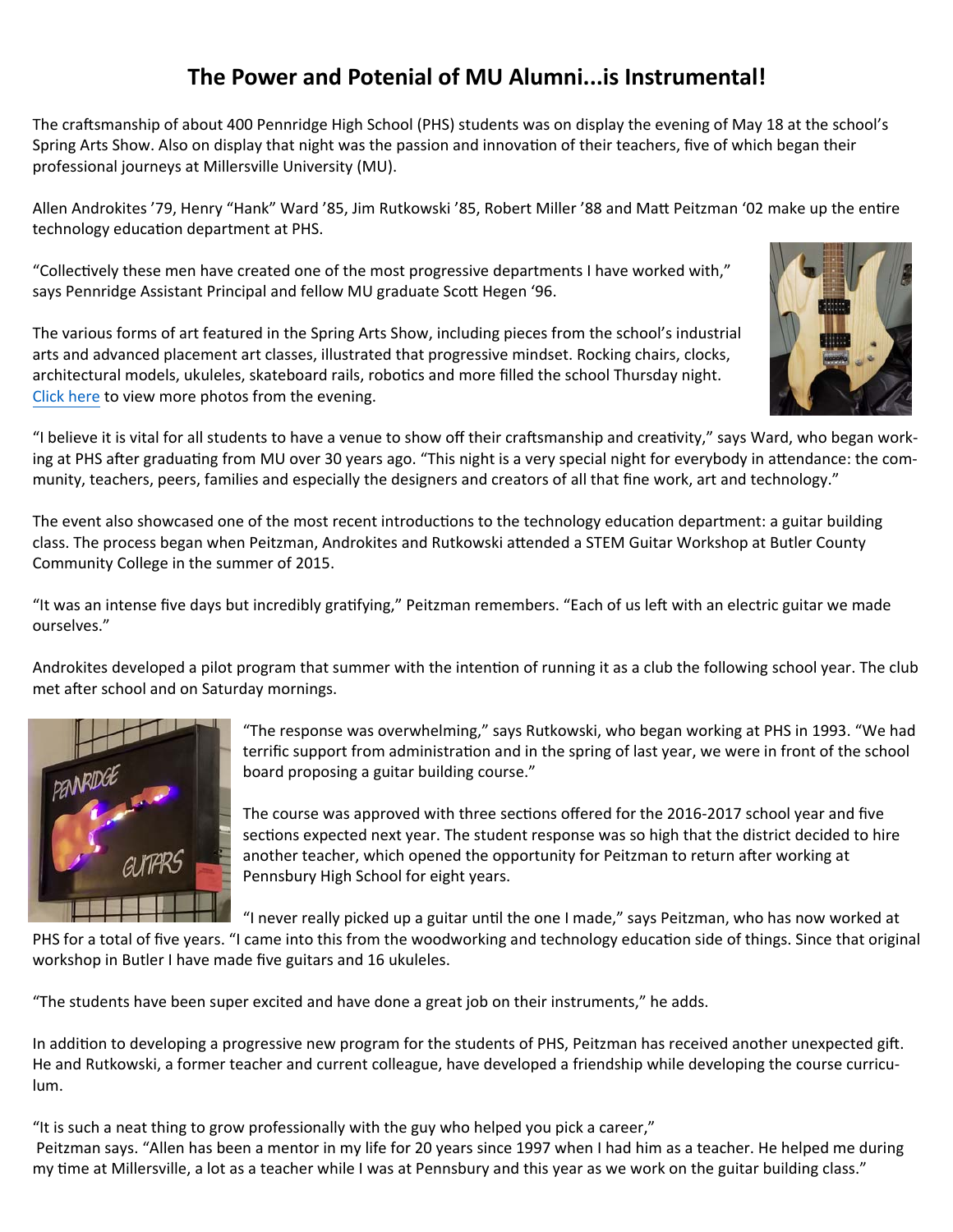# The Power and Potenial of MU Alumni...is Instrumental!

The craftsmanship of about 400 Pennridge High School (PHS) students was on display the evening of May 18 at the school's Spring Arts Show. Also on display that night was the passion and innovation of their teachers, five of which began their professional journeys at Millersville University (MU).

Allen Androkites '79, Henry "Hank" Ward '85, Jim Rutkowski '85, Robert Miller '88 and Matt Peitzman '02 make up the entire technology education department at PHS.

"Collectively these men have created one of the most progressive departments I have worked with," says Pennridge Assistant Principal and fellow MU graduate Scott Hegen '96.

The various forms of art featured in the Spring Arts Show, including pieces from the school's industrial arts and advanced placement art classes, illustrated that progressive mindset. Rocking chairs, clocks, architectural models, ukuleles, skateboard rails, robotics and more filled the school Thursday night. Click here to view more photos from the evening.

"I believe it is vital for all students to have a venue to show off their craftsmanship and creativity," says Ward, who began working at PHS after graduating from MU over 30 years ago. "This night is a very special night for everybody in attendance: the community, teachers, peers, families and especially the designers and creators of all that fine work, art and technology."

The event also showcased one of the most recent introductions to the technology education department: a guitar building class. The process began when Peitzman, Androkites and Rutkowski attended a STEM Guitar Workshop at Butler County Community College in the summer of 2015.

"It was an intense five days but incredibly gratifying," Peitzman remembers. "Each of us left with an electric guitar we made ourselves."

Androkites developed a pilot program that summer with the intention of running it as a club the following school year. The club met after school and on Saturday mornings.

"The response was overwhelming," says Rutkowski, who began working at PHS in 1993. "We had terrific support from administration and in the spring of last year, we were in front of the school board proposing a guitar building course."

The course was approved with three sections offered for the 2016-2017 school year and five sections expected next year. The student response was so high that the district decided to hire another teacher, which opened the opportunity for Peitzman to return after working at Pennsbury High School for eight years.

"I never really picked up a guitar until the one I made," says Peitzman, who has now worked at PHS for a total of five years. "I came into this from the woodworking and technology education side of things. Since that original workshop in Butler I have made five guitars and 16 ukuleles.

"The students have been super excited and have done a great job on their instruments," he adds.

In addition to developing a progressive new program for the students of PHS, Peitzman has received another unexpected gift. He and Rutkowski, a former teacher and current colleague, have developed a friendship while developing the course curriculum.

"It is such a neat thing to grow professionally with the guy who helped you pick a career," Peitzman says. "Allen has been a mentor in my life for 20 years since 1997 when I had him as a teacher. He helped me during my time at Millersville, a lot as a teacher while I was at Pennsbury and this year as we work on the guitar building class."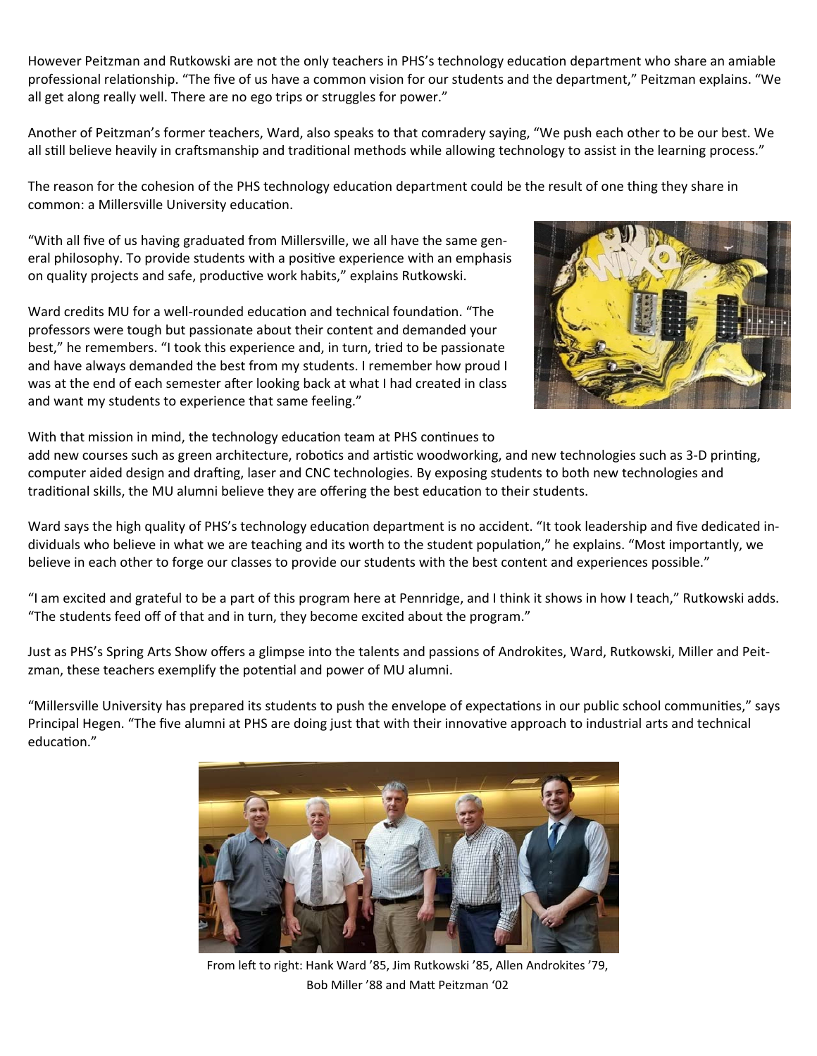However Peitzman and Rutkowski are not the only teachers in PHS's technology education department who share an amiable professional relationship. "The five of us have a common vision for our students and the department," Peitzman explains. "We all get along really well. There are no ego trips or struggles for power."

Another of Peitzman's former teachers, Ward, also speaks to that comradery saying, "We push each other to be our best. We all still believe heavily in craftsmanship and traditional methods while allowing technology to assist in the learning process."

The reason for the cohesion of the PHS technology education department could be the result of one thing they share in common: a Millersville University education.

"With all five of us having graduated from Millersville, we all have the same general philosophy. To provide students with a positive experience with an emphasis on quality projects and safe, productive work habits," explains Rutkowski.

Ward credits MU for a well-rounded education and technical foundation. "The professors were tough but passionate about their content and demanded your best," he remembers. "I took this experience and, in turn, tried to be passionate and have always demanded the best from my students. I remember how proud I was at the end of each semester after looking back at what I had created in class and want my students to experience that same feeling."

With that mission in mind, the technology education team at PHS continues to add new courses such as green architecture, robotics and artistic woodworking, and new technologies such as 3-D printing, computer aided design and drafting, laser and CNC technologies. By exposing students to both new technologies and traditional skills, the MU alumni believe they are offering the best education to their students.

Ward says the high quality of PHS's technology education department is no accident. "It took leadership and five dedicated individuals who believe in what we are teaching and its worth to the student population," he explains. "Most importantly, we believe in each other to forge our classes to provide our students with the best content and experiences possible."

"I am excited and grateful to be a part of this program here at Pennridge, and I think it shows in how I teach," Rutkowski adds. "The students feed off of that and in turn, they become excited about the program."

Just as PHS's Spring Arts Show offers a glimpse into the talents and passions of Androkites, Ward, Rutkowski, Miller and Peitzman, these teachers exemplify the potential and power of MU alumni.

"Millersville University has prepared its students to push the envelope of expectations in our public school communities," says Principal Hegen. "The five alumni at PHS are doing just that with their innovative approach to industrial arts and technical education."

From left to right: Hank Ward '85, Jim Rutkowski '85, Allen Androkites '79, Bob Miller '88 and Matt Peitzman '02